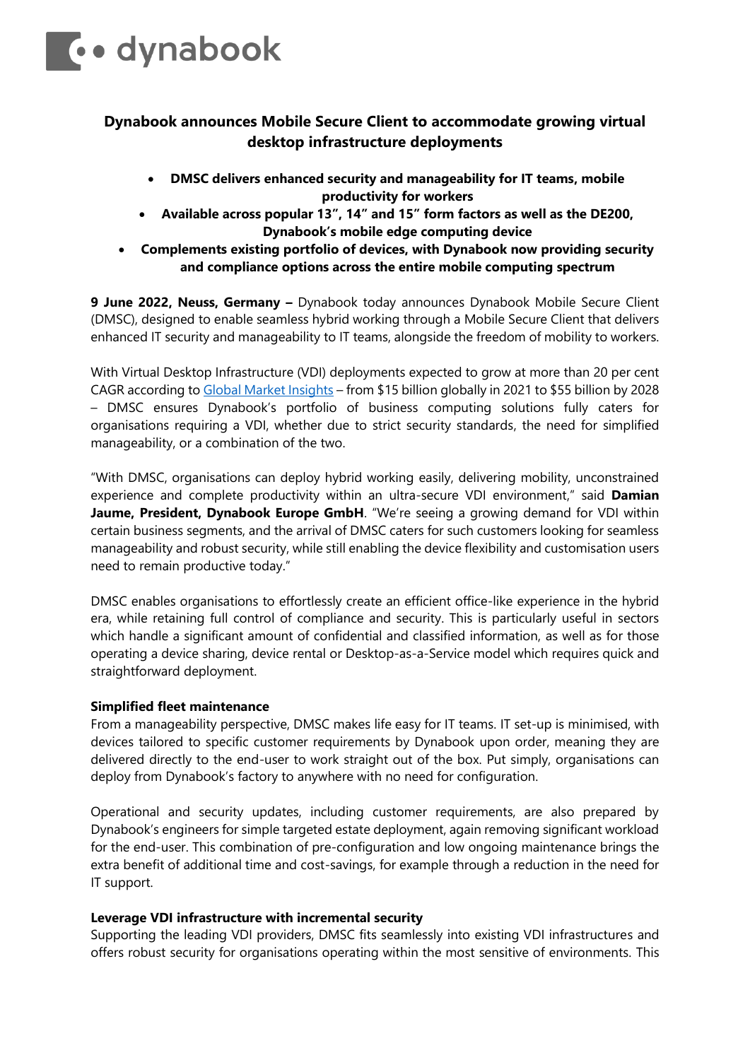# Dynabook announces Mobile Secure Client to accommodate growing virtual desktop infrastructure deployments

- **DMSC delivers enhanced security and manageability for IT teams, mobile productivity for workers**
- **Available across popular 13", 14" and 15" form factors as well as the DE200, Dynabook's mobile edge computing device**
- **Complements existing portfolio of devices, with Dynabook now providing security and compliance options across the entire mobile computing spectrum**

**9 June 2022, Neuss, Germany –** Dynabook today announces Dynabook Mobile Secure Client (DMSC), designed to enable seamless hybrid working through a Mobile Secure Client that delivers enhanced IT security and manageability to IT teams, alongside the freedom of mobility to workers.

With Virtual Desktop Infrastructure (VDI) deployments expected to grow at more than 20 per cent CAGR according to [Global Market Insights]() – from $15 billion globally in 2021 to $55 billion by 2028 – DMSC ensures Dynabook's portfolio of business computing solutions fully caters for organisations requiring a VDI, whether due to strict security standards, the need for simplified manageability, or a combination of the two.

"With DMSC, organisations can deploy hybrid working easily, delivering mobility, unconstrained experience and complete productivity within an ultra-secure VDI environment," said **Damian Jaume, President, Dynabook Europe GmbH**. "We're seeing a growing demand for VDI within certain business segments, and the arrival of DMSC caters for such customers looking for seamless manageability and robust security, while still enabling the device flexibility and customisation users need to remain productive today."

DMSC enables organisations to effortlessly create an efficient office-like experience in the hybrid era, while retaining full control of compliance and security. This is particularly useful in sectors which handle a significant amount of confidential and classified information, as well as for those operating a device sharing, device rental or Desktop-as-a-Service model which requires quick and straightforward deployment.

**Simplified fleet maintenance**

From a manageability perspective, DMSC makes life easy for IT teams. IT set-up is minimised, with devices tailored to specific customer requirements by Dynabook upon order, meaning they are delivered directly to the end-user to work straight out of the box. Put simply, organisations can deploy from Dynabook's factory to anywhere with no need for configuration.

Operational and security updates, including customer requirements, are also prepared by Dynabook's engineers for simple targeted estate deployment, again removing significant workload for the end-user. This combination of pre-configuration and low ongoing maintenance brings the extra benefit of additional time and cost-savings, for example through a reduction in the need for IT support.

**Leverage VDI infrastructure with incremental security**

Supporting the leading VDI providers, DMSC fits seamlessly into existing VDI infrastructures and offers robust security for organisations operating within the most sensitive of environments. This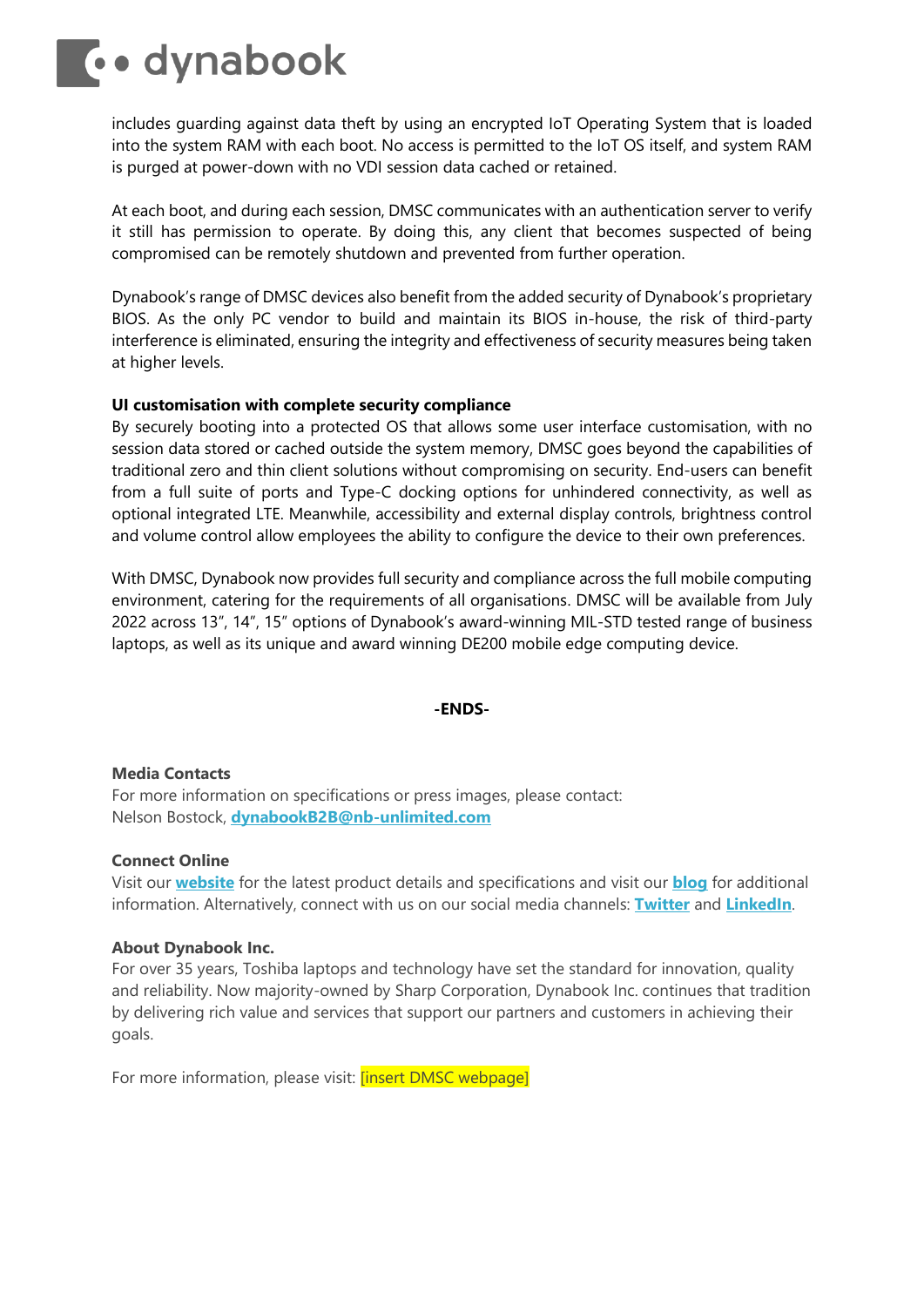includes guarding against data theft by using an encrypted IoT Operating System that is loaded into the system RAM with each boot. No access is permitted to the IoT OS itself, and system RAM is purged at power-down with no VDI session data cached or retained.

At each boot, and during each session, DMSC communicates with an authentication server to verify it still has permission to operate. By doing this, any client that becomes suspected of being compromised can be remotely shutdown and prevented from further operation.

Dynabook's range of DMSC devices also benefit from the added security of Dynabook's proprietary BIOS. As the only PC vendor to build and maintain its BIOS in-house, the risk of third-party interference is eliminated, ensuring the integrity and effectiveness of security measures being taken at higher levels.

**UI customisation with complete security compliance**

By securely booting into a protected OS that allows some user interface customisation, with no session data stored or cached outside the system memory, DMSC goes beyond the capabilities of traditional zero and thin client solutions without compromising on security. End-users can benefit from a full suite of ports and Type-C docking options for unhindered connectivity, as well as optional integrated LTE. Meanwhile, accessibility and external display controls, brightness control and volume control allow employees the ability to configure the device to their own preferences.

With DMSC, Dynabook now provides full security and compliance across the full mobile computing environment, catering for the requirements of all organisations. DMSC will be available from July 2022 across 13", 14", 15" options of Dynabook's award-winning MIL-STD tested range of business laptops, as well as its unique and award winning DE200 mobile edge computing device.

**-ENDS-**

**Media Contacts**

For more information on specifications or press images, please contact:
Nelson Bostock, **dynabookB2B@nb-unlimited.com**

**Connect Online**

Visit our **website** for the latest product details and specifications and visit our **blog** for additional information. Alternatively, connect with us on our social media channels: **Twitter** and **LinkedIn**.

**About Dynabook Inc.**

For over 35 years, Toshiba laptops and technology have set the standard for innovation, quality and reliability. Now majority-owned by Sharp Corporation, Dynabook Inc. continues that tradition by delivering rich value and services that support our partners and customers in achieving their goals.

For more information, please visit: [insert DMSC webpage]